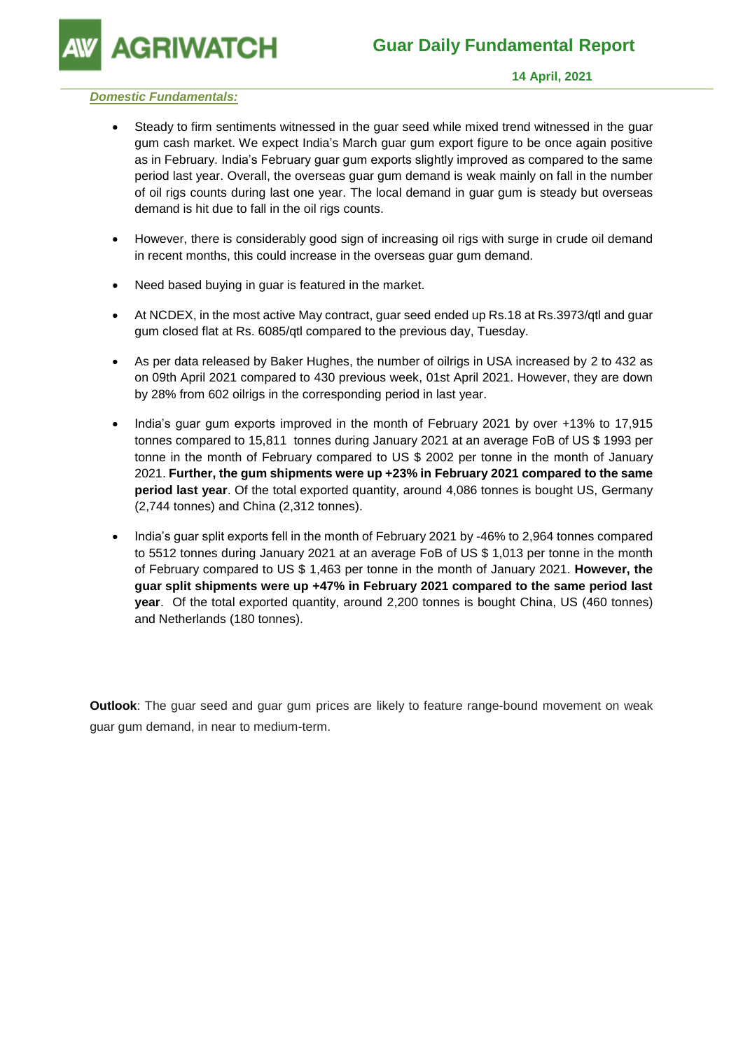# Guar Daily Fundamental Report

**14 April, 2021**

***Domestic Fundamentals:***

- Steady to firm sentiments witnessed in the guar seed while mixed trend witnessed in the guar gum cash market. We expect India's March guar gum export figure to be once again positive as in February. India's February guar gum exports slightly improved as compared to the same period last year. Overall, the overseas guar gum demand is weak mainly on fall in the number of oil rigs counts during last one year. The local demand in guar gum is steady but overseas demand is hit due to fall in the oil rigs counts.

- However, there is considerably good sign of increasing oil rigs with surge in crude oil demand in recent months, this could increase in the overseas guar gum demand.

- Need based buying in guar is featured in the market.

- At NCDEX, in the most active May contract, guar seed ended up Rs.18 at Rs.3973/qtl and guar gum closed flat at Rs. 6085/qtl compared to the previous day, Tuesday.

- As per data released by Baker Hughes, the number of oilrigs in USA increased by 2 to 432 as on 09th April 2021 compared to 430 previous week, 01st April 2021. However, they are down by 28% from 602 oilrigs in the corresponding period in last year.

- India's guar gum exports improved in the month of February 2021 by over +13% to 17,915 tonnes compared to 15,811 tonnes during January 2021 at an average FoB of US $ 1993 per tonne in the month of February compared to US $ 2002 per tonne in the month of January 2021. **Further, the gum shipments were up +23% in February 2021 compared to the same period last year**. Of the total exported quantity, around 4,086 tonnes is bought US, Germany (2,744 tonnes) and China (2,312 tonnes).

- India's guar split exports fell in the month of February 2021 by -46% to 2,964 tonnes compared to 5512 tonnes during January 2021 at an average FoB of US $ 1,013 per tonne in the month of February compared to US $ 1,463 per tonne in the month of January 2021. **However, the guar split shipments were up +47% in February 2021 compared to the same period last year**. Of the total exported quantity, around 2,200 tonnes is bought China, US (460 tonnes) and Netherlands (180 tonnes).

**Outlook**: The guar seed and guar gum prices are likely to feature range-bound movement on weak guar gum demand, in near to medium-term.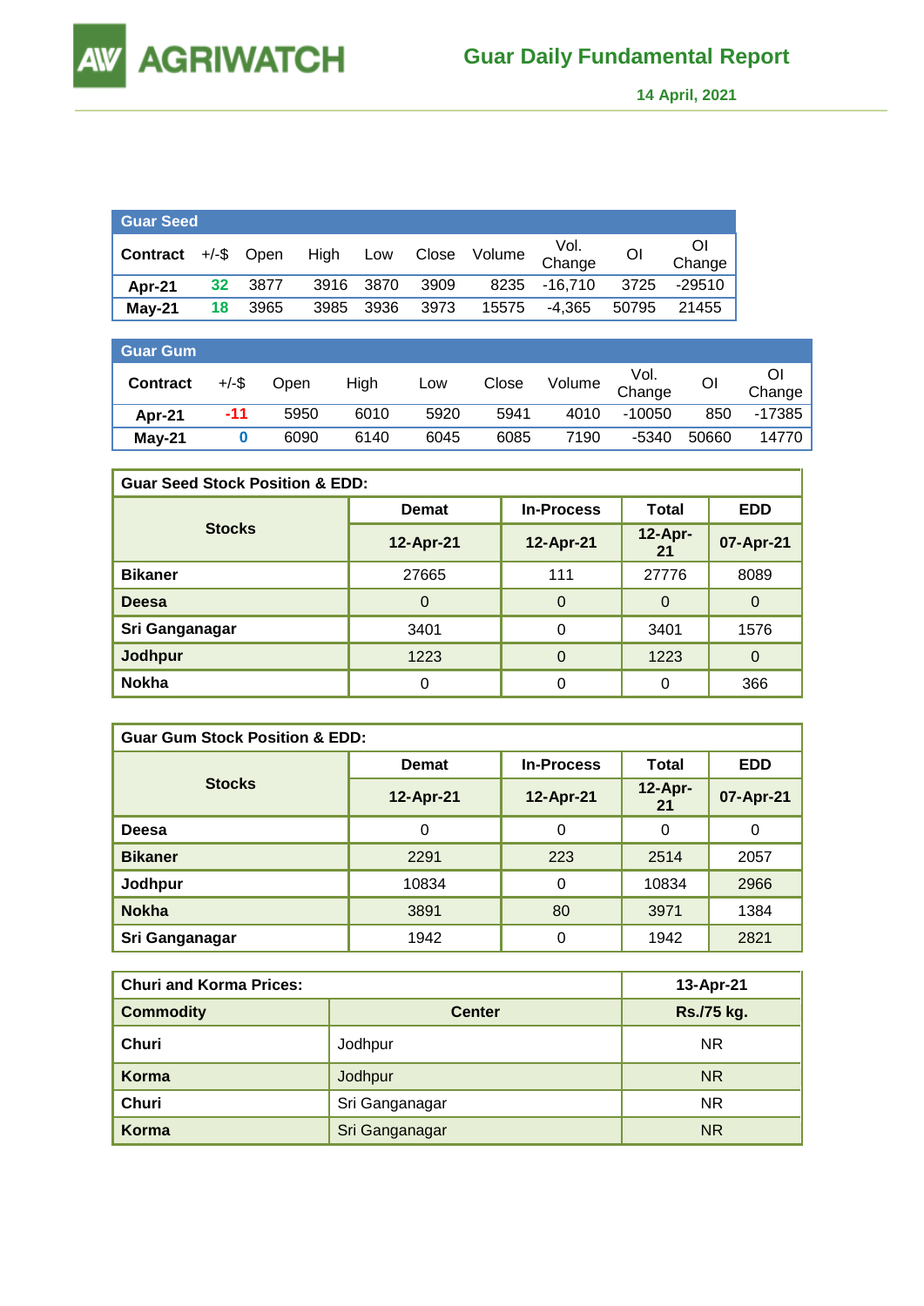# Guar Daily Fundamental Report

**14 April, 2021**

**Guar Seed**

| Contract | +/-$ | Open | High | Low | Close | Volume | Vol. Change | OI | OI Change |
|---|---|---|---|---|---|---|---|---|---|
| Apr-21 | 32 | 3877 | 3916 | 3870 | 3909 | 8235 | -16,710 | 3725 | -29510 |
| May-21 | 18 | 3965 | 3985 | 3936 | 3973 | 15575 | -4,365 | 50795 | 21455 |

**Guar Gum**

| Contract | +/-$ | Open | High | Low | Close | Volume | Vol. Change | OI | OI Change |
|---|---|---|---|---|---|---|---|---|---|
| Apr-21 | -11 | 5950 | 6010 | 5920 | 5941 | 4010 | -10050 | 850 | -17385 |
| May-21 | 0 | 6090 | 6140 | 6045 | 6085 | 7190 | -5340 | 50660 | 14770 |

**Guar Seed Stock Position & EDD:**

| Stocks | Demat | In-Process | Total | EDD |
|---|---|---|---|---|
| | 12-Apr-21 | 12-Apr-21 | 12-Apr-21 | 07-Apr-21 |
| Bikaner | 27665 | 111 | 27776 | 8089 |
| Deesa | 0 | 0 | 0 | 0 |
| Sri Ganganagar | 3401 | 0 | 3401 | 1576 |
| Jodhpur | 1223 | 0 | 1223 | 0 |
| Nokha | 0 | 0 | 0 | 366 |

**Guar Gum Stock Position & EDD:**

| Stocks | Demat | In-Process | Total | EDD |
|---|---|---|---|---|
| | 12-Apr-21 | 12-Apr-21 | 12-Apr-21 | 07-Apr-21 |
| Deesa | 0 | 0 | 0 | 0 |
| Bikaner | 2291 | 223 | 2514 | 2057 |
| Jodhpur | 10834 | 0 | 10834 | 2966 |
| Nokha | 3891 | 80 | 3971 | 1384 |
| Sri Ganganagar | 1942 | 0 | 1942 | 2821 |

**Churi and Korma Prices:**

| Commodity | Center | 13-Apr-21 Rs./75 kg. |
|---|---|---|
| Churi | Jodhpur | NR |
| Korma | Jodhpur | NR |
| Churi | Sri Ganganagar | NR |
| Korma | Sri Ganganagar | NR |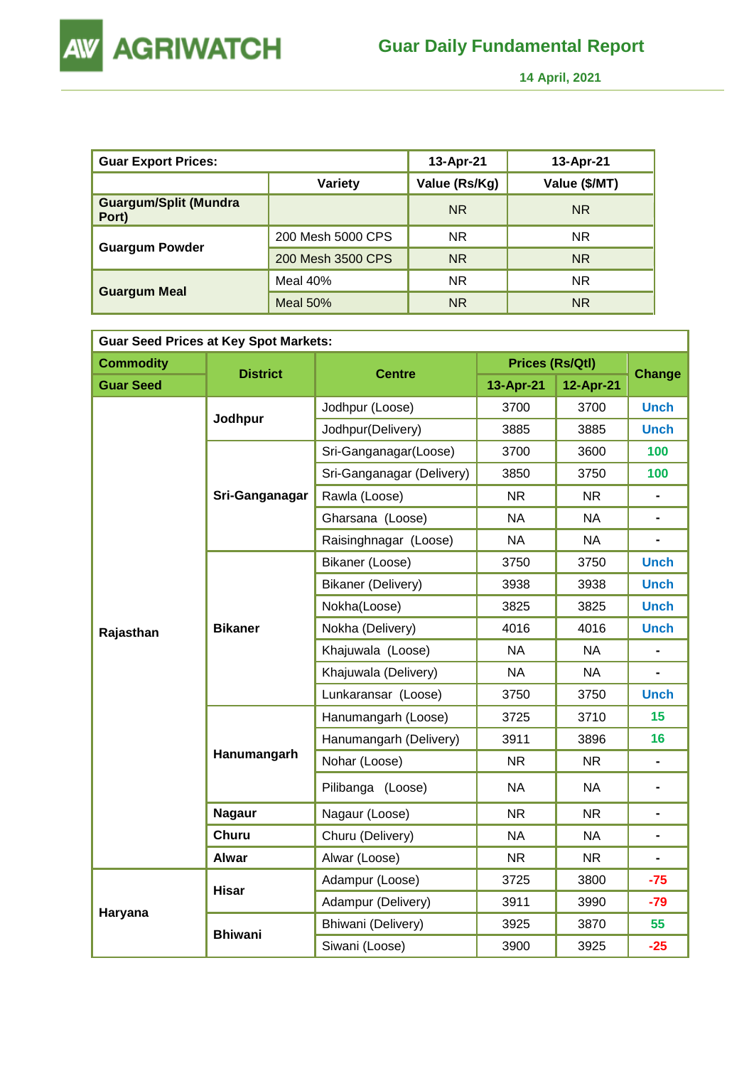# Guar Daily Fundamental Report

14 April, 2021

| Guar Export Prices: | | 13-Apr-21 | 13-Apr-21 |
|---|---|---|---|
| | Variety | Value (Rs/Kg) | Value ($/MT) |
| Guargum/Split (Mundra Port) | | NR | NR |
| Guargum Powder | 200 Mesh 5000 CPS | NR | NR |
| | 200 Mesh 3500 CPS | NR | NR |
| Guargum Meal | Meal 40% | NR | NR |
| | Meal 50% | NR | NR |

| Guar Seed Prices at Key Spot Markets: | | | | | |
|---|---|---|---|---|---|
| Commodity | District | Centre | Prices (Rs/Qtl) | | Change |
| Guar Seed | | | 13-Apr-21 | 12-Apr-21 | |
| Rajasthan | Jodhpur | Jodhpur (Loose) | 3700 | 3700 | Unch |
| | | Jodhpur(Delivery) | 3885 | 3885 | Unch |
| | Sri-Ganganagar | Sri-Ganganagar(Loose) | 3700 | 3600 | 100 |
| | | Sri-Ganganagar (Delivery) | 3850 | 3750 | 100 |
| | | Rawla (Loose) | NR | NR | - |
| | | Gharsana (Loose) | NA | NA | - |
| | | Raisinghnagar (Loose) | NA | NA | - |
| | Bikaner | Bikaner (Loose) | 3750 | 3750 | Unch |
| | | Bikaner (Delivery) | 3938 | 3938 | Unch |
| | | Nokha(Loose) | 3825 | 3825 | Unch |
| | | Nokha (Delivery) | 4016 | 4016 | Unch |
| | | Khajuwala (Loose) | NA | NA | - |
| | | Khajuwala (Delivery) | NA | NA | - |
| | | Lunkaransar (Loose) | 3750 | 3750 | Unch |
| | Hanumangarh | Hanumangarh (Loose) | 3725 | 3710 | 15 |
| | | Hanumangarh (Delivery) | 3911 | 3896 | 16 |
| | | Nohar (Loose) | NR | NR | - |
| | | Pilibanga (Loose) | NA | NA | - |
| | Nagaur | Nagaur (Loose) | NR | NR | - |
| | Churu | Churu (Delivery) | NA | NA | - |
| | Alwar | Alwar (Loose) | NR | NR | - |
| Haryana | Hisar | Adampur (Loose) | 3725 | 3800 | -75 |
| | | Adampur (Delivery) | 3911 | 3990 | -79 |
| | Bhiwani | Bhiwani (Delivery) | 3925 | 3870 | 55 |
| | | Siwani (Loose) | 3900 | 3925 | -25 |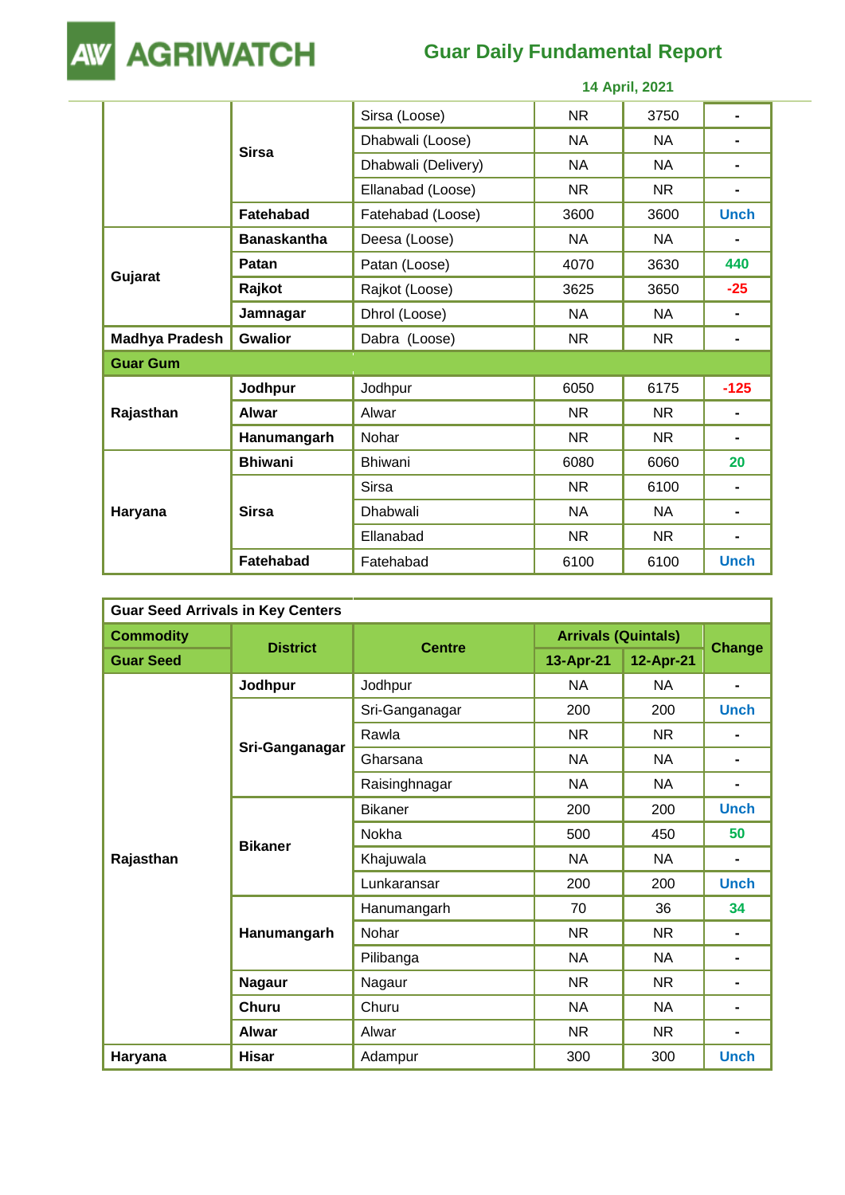| | | | | | |
|---|---|---|---|---|---|
| | Sirsa | Sirsa (Loose) | NR | 3750 | - |
| | | Dhabwali (Loose) | NA | NA | - |
| | | Dhabwali (Delivery) | NA | NA | - |
| | | Ellanabad (Loose) | NR | NR | - |
| | Fatehabad | Fatehabad (Loose) | 3600 | 3600 | Unch |
| Gujarat | Banaskantha | Deesa (Loose) | NA | NA | - |
| | Patan | Patan (Loose) | 4070 | 3630 | 440 |
| | Rajkot | Rajkot (Loose) | 3625 | 3650 | -25 |
| | Jamnagar | Dhrol (Loose) | NA | NA | - |
| Madhya Pradesh | Gwalior | Dabra (Loose) | NR | NR | - |
| **Guar Gum** | | | | | |
| Rajasthan | Jodhpur | Jodhpur | 6050 | 6175 | -125 |
| | Alwar | Alwar | NR | NR | - |
| | Hanumangarh | Nohar | NR | NR | - |
| Haryana | Bhiwani | Bhiwani | 6080 | 6060 | 20 |
| | Sirsa | Sirsa | NR | 6100 | - |
| | | Dhabwali | NA | NA | - |
| | | Ellanabad | NR | NR | - |
| | Fatehabad | Fatehabad | 6100 | 6100 | Unch |

| Guar Seed Arrivals in Key Centers | | | | | |
|---|---|---|---|---|---|
| **Commodity** | **District** | **Centre** | **Arrivals (Quintals)** | | **Change** |
| **Guar Seed** | | | **13-Apr-21** | **12-Apr-21** | |
| Rajasthan | Jodhpur | Jodhpur | NA | NA | - |
| | Sri-Ganganagar | Sri-Ganganagar | 200 | 200 | Unch |
| | | Rawla | NR | NR | - |
| | | Gharsana | NA | NA | - |
| | | Raisinghnagar | NA | NA | - |
| | Bikaner | Bikaner | 200 | 200 | Unch |
| | | Nokha | 500 | 450 | 50 |
| | | Khajuwala | NA | NA | - |
| | | Lunkaransar | 200 | 200 | Unch |
| | Hanumangarh | Hanumangarh | 70 | 36 | 34 |
| | | Nohar | NR | NR | - |
| | | Pilibanga | NA | NA | - |
| | Nagaur | Nagaur | NR | NR | - |
| | Churu | Churu | NA | NA | - |
| | Alwar | Alwar | NR | NR | - |
| Haryana | Hisar | Adampur | 300 | 300 | Unch |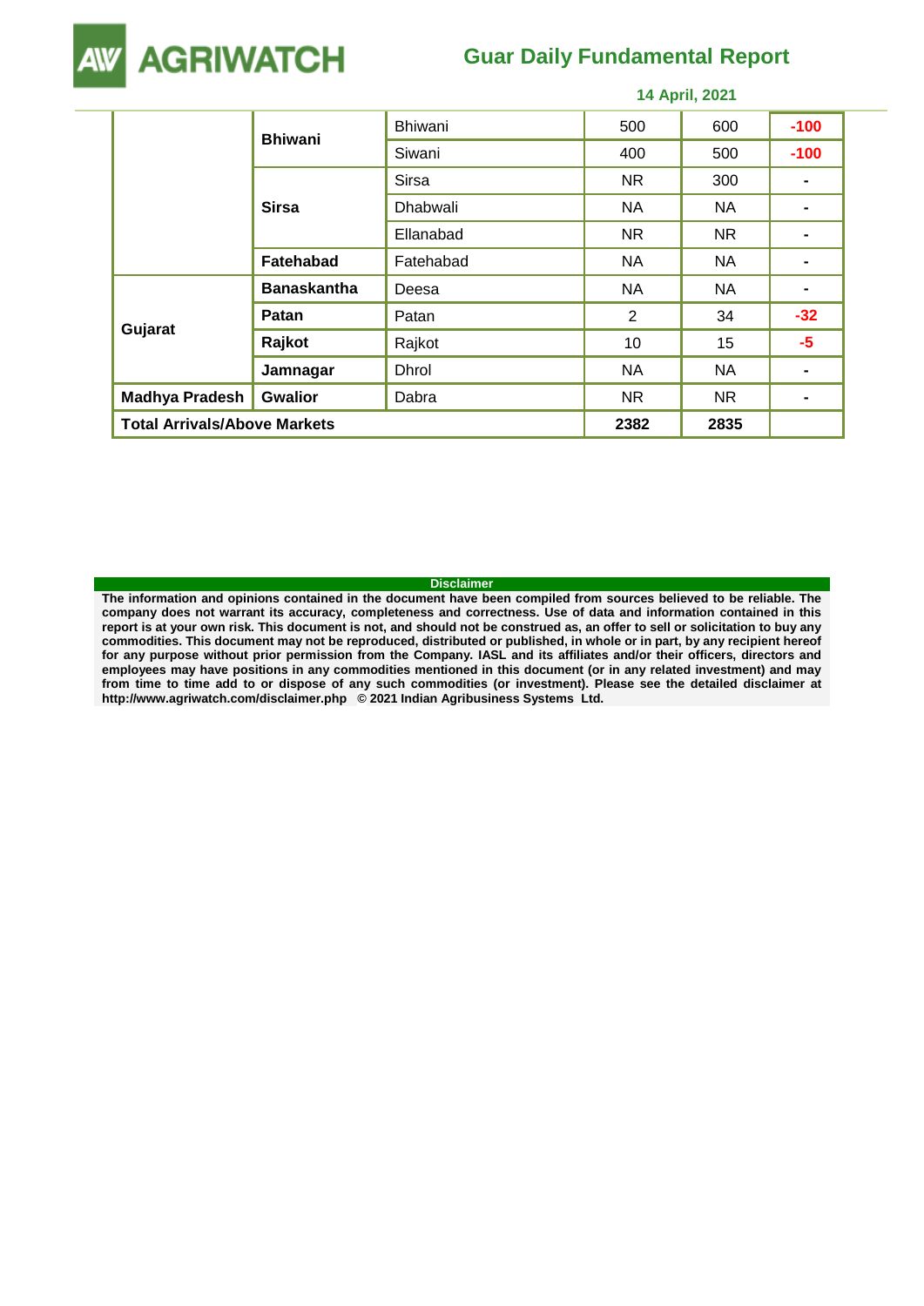| | | | | | |
|---|---|---|---|---|---|
| | Bhiwani | Bhiwani | 500 | 600 | -100 |
| | | Siwani | 400 | 500 | -100 |
| | Sirsa | Sirsa | NR | 300 | - |
| | | Dhabwali | NA | NA | - |
| | | Ellanabad | NR | NR | - |
| | Fatehabad | Fatehabad | NA | NA | - |
| Gujarat | Banaskantha | Deesa | NA | NA | - |
| | Patan | Patan | 2 | 34 | -32 |
| | Rajkot | Rajkot | 10 | 15 | -5 |
| | Jamnagar | Dhrol | NA | NA | - |
| Madhya Pradesh | Gwalior | Dabra | NR | NR | - |
| Total Arrivals/Above Markets | | | 2382 | 2835 | |

**Disclaimer**

**The information and opinions contained in the document have been compiled from sources believed to be reliable. The company does not warrant its accuracy, completeness and correctness. Use of data and information contained in this report is at your own risk. This document is not, and should not be construed as, an offer to sell or solicitation to buy any commodities. This document may not be reproduced, distributed or published, in whole or in part, by any recipient hereof for any purpose without prior permission from the Company. IASL and its affiliates and/or their officers, directors and employees may have positions in any commodities mentioned in this document (or in any related investment) and may from time to time add to or dispose of any such commodities (or investment). Please see the detailed disclaimer at http://www.agriwatch.com/disclaimer.php © 2021 Indian Agribusiness Systems Ltd.**